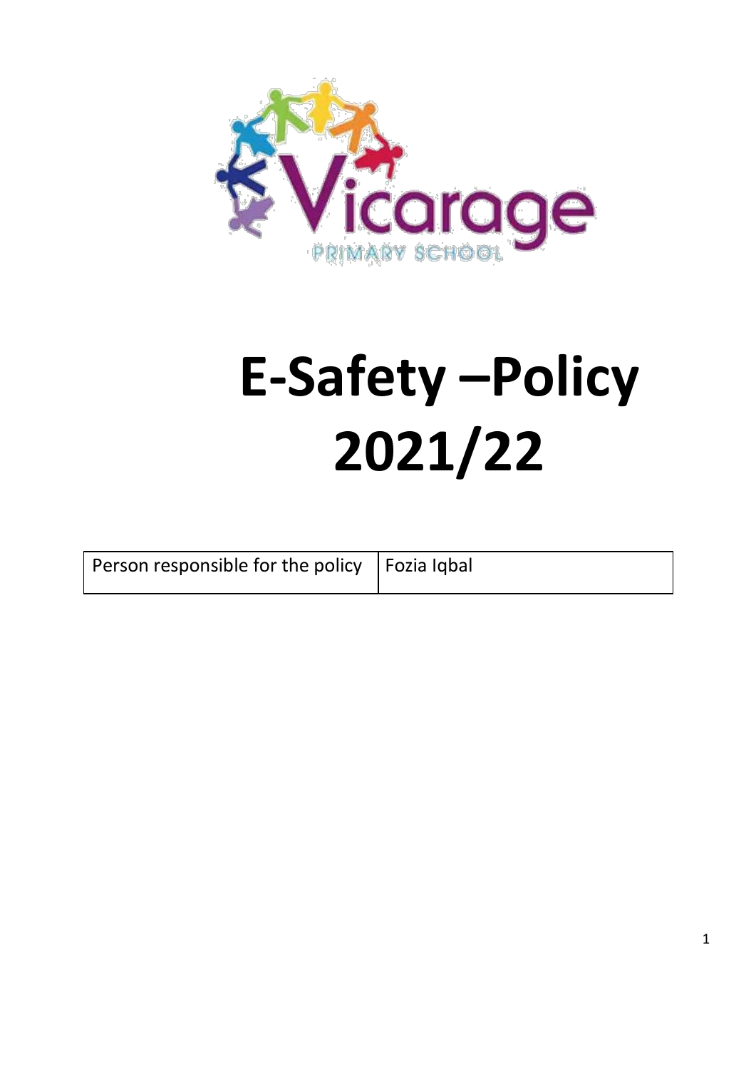# E-Safety –Policy 2021/22

| Person responsible for the policy | Fozia Iqbal |
| --- | --- |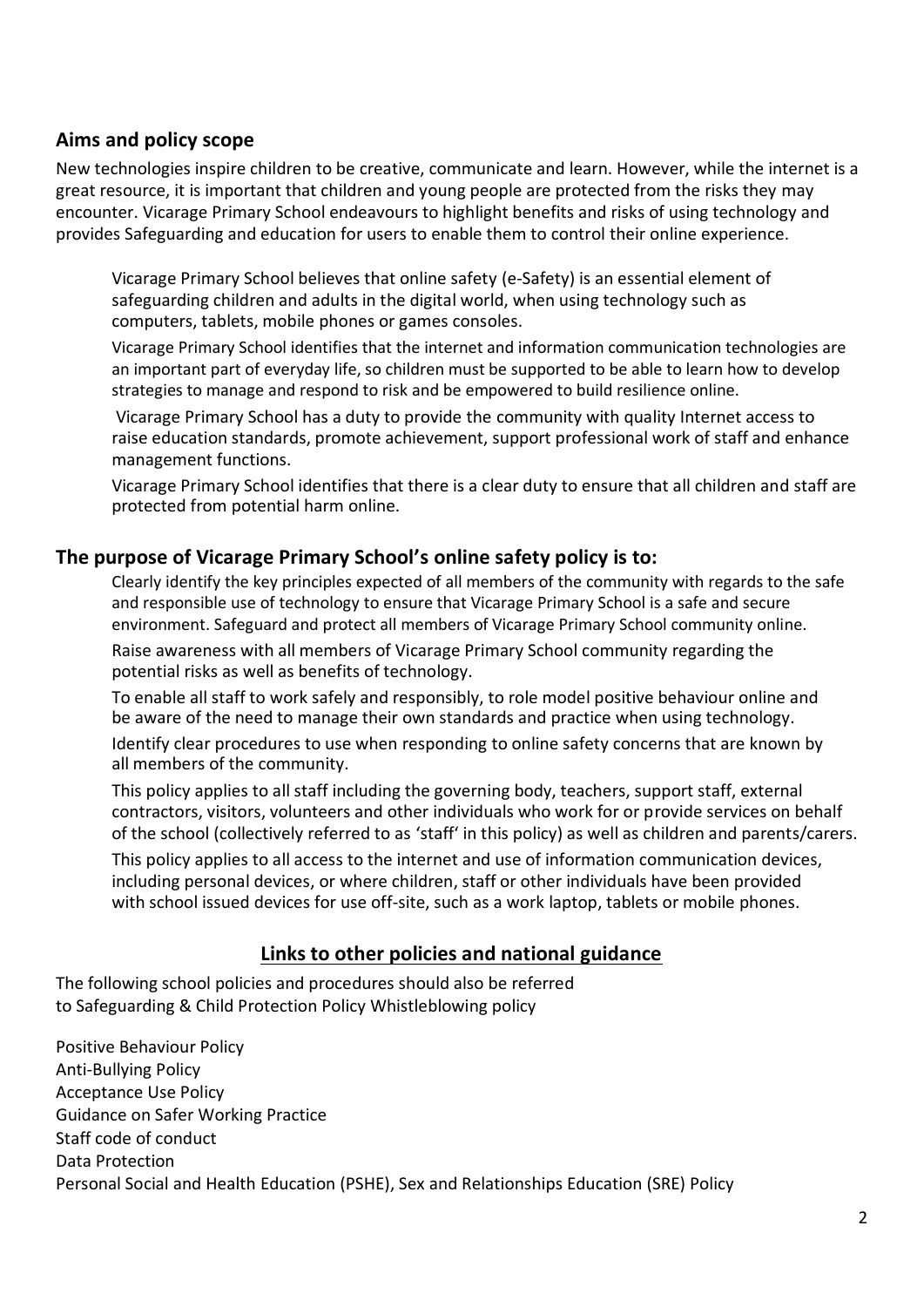## Aims and policy scope

New technologies inspire children to be creative, communicate and learn. However, while the internet is a great resource, it is important that children and young people are protected from the risks they may encounter. Vicarage Primary School endeavours to highlight benefits and risks of using technology and provides Safeguarding and education for users to enable them to control their online experience.

Vicarage Primary School believes that online safety (e-Safety) is an essential element of safeguarding children and adults in the digital world, when using technology such as computers, tablets, mobile phones or games consoles.

Vicarage Primary School identifies that the internet and information communication technologies are an important part of everyday life, so children must be supported to be able to learn how to develop strategies to manage and respond to risk and be empowered to build resilience online.

Vicarage Primary School has a duty to provide the community with quality Internet access to raise education standards, promote achievement, support professional work of staff and enhance management functions.

Vicarage Primary School identifies that there is a clear duty to ensure that all children and staff are protected from potential harm online.

## The purpose of Vicarage Primary School's online safety policy is to:

Clearly identify the key principles expected of all members of the community with regards to the safe and responsible use of technology to ensure that Vicarage Primary School is a safe and secure environment. Safeguard and protect all members of Vicarage Primary School community online.

Raise awareness with all members of Vicarage Primary School community regarding the potential risks as well as benefits of technology.

To enable all staff to work safely and responsibly, to role model positive behaviour online and be aware of the need to manage their own standards and practice when using technology.

Identify clear procedures to use when responding to online safety concerns that are known by all members of the community.

This policy applies to all staff including the governing body, teachers, support staff, external contractors, visitors, volunteers and other individuals who work for or provide services on behalf of the school (collectively referred to as 'staff' in this policy) as well as children and parents/carers.

This policy applies to all access to the internet and use of information communication devices, including personal devices, or where children, staff or other individuals have been provided with school issued devices for use off-site, such as a work laptop, tablets or mobile phones.

## Links to other policies and national guidance

The following school policies and procedures should also be referred to Safeguarding & Child Protection Policy Whistleblowing policy

Positive Behaviour Policy
Anti-Bullying Policy
Acceptance Use Policy
Guidance on Safer Working Practice
Staff code of conduct
Data Protection
Personal Social and Health Education (PSHE), Sex and Relationships Education (SRE) Policy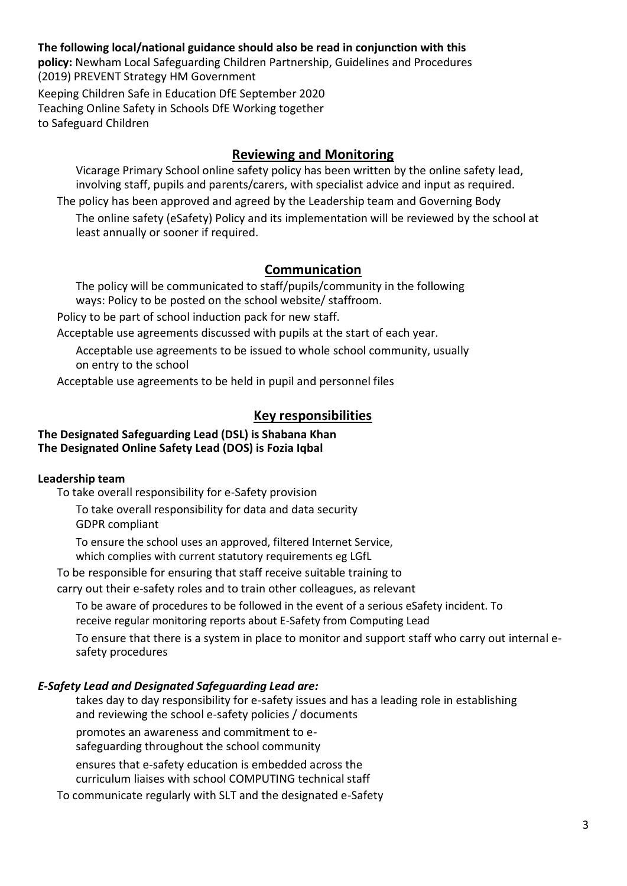**The following local/national guidance should also be read in conjunction with this policy:** Newham Local Safeguarding Children Partnership, Guidelines and Procedures (2019) PREVENT Strategy HM Government

Keeping Children Safe in Education DfE September 2020

Teaching Online Safety in Schools DfE Working together to Safeguard Children

## Reviewing and Monitoring

Vicarage Primary School online safety policy has been written by the online safety lead, involving staff, pupils and parents/carers, with specialist advice and input as required.

The policy has been approved and agreed by the Leadership team and Governing Body

The online safety (eSafety) Policy and its implementation will be reviewed by the school at least annually or sooner if required.

## Communication

The policy will be communicated to staff/pupils/community in the following ways: Policy to be posted on the school website/ staffroom.

Policy to be part of school induction pack for new staff.

Acceptable use agreements discussed with pupils at the start of each year.

Acceptable use agreements to be issued to whole school community, usually on entry to the school

Acceptable use agreements to be held in pupil and personnel files

## Key responsibilities

**The Designated Safeguarding Lead (DSL) is Shabana Khan**
**The Designated Online Safety Lead (DOS) is Fozia Iqbal**

**Leadership team**

To take overall responsibility for e-Safety provision

To take overall responsibility for data and data security GDPR compliant

To ensure the school uses an approved, filtered Internet Service, which complies with current statutory requirements eg LGfL

To be responsible for ensuring that staff receive suitable training to carry out their e-safety roles and to train other colleagues, as relevant

To be aware of procedures to be followed in the event of a serious eSafety incident. To receive regular monitoring reports about E-Safety from Computing Lead

To ensure that there is a system in place to monitor and support staff who carry out internal e-safety procedures

***E-Safety Lead and Designated Safeguarding Lead are:***

takes day to day responsibility for e-safety issues and has a leading role in establishing and reviewing the school e-safety policies / documents

promotes an awareness and commitment to e-safeguarding throughout the school community

ensures that e-safety education is embedded across the curriculum liaises with school COMPUTING technical staff

To communicate regularly with SLT and the designated e-Safety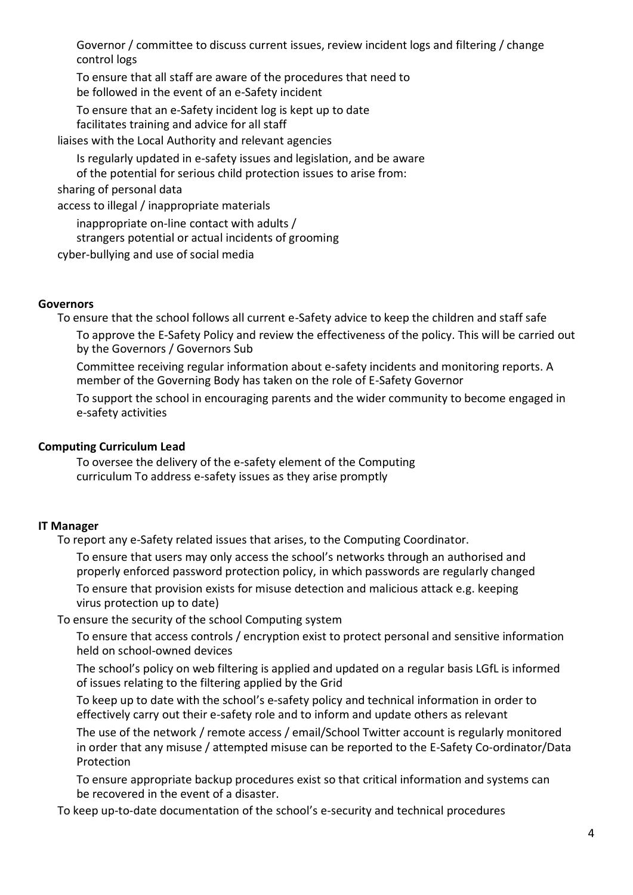Governor / committee to discuss current issues, review incident logs and filtering / change control logs

To ensure that all staff are aware of the procedures that need to be followed in the event of an e-Safety incident

To ensure that an e-Safety incident log is kept up to date facilitates training and advice for all staff

liaises with the Local Authority and relevant agencies

Is regularly updated in e-safety issues and legislation, and be aware of the potential for serious child protection issues to arise from:

sharing of personal data

access to illegal / inappropriate materials

inappropriate on-line contact with adults / strangers potential or actual incidents of grooming

cyber-bullying and use of social media

**Governors**

To ensure that the school follows all current e-Safety advice to keep the children and staff safe

To approve the E-Safety Policy and review the effectiveness of the policy. This will be carried out by the Governors / Governors Sub

Committee receiving regular information about e-safety incidents and monitoring reports. A member of the Governing Body has taken on the role of E-Safety Governor

To support the school in encouraging parents and the wider community to become engaged in e-safety activities

**Computing Curriculum Lead**

To oversee the delivery of the e-safety element of the Computing curriculum To address e-safety issues as they arise promptly

**IT Manager**

To report any e-Safety related issues that arises, to the Computing Coordinator.

To ensure that users may only access the school's networks through an authorised and properly enforced password protection policy, in which passwords are regularly changed

To ensure that provision exists for misuse detection and malicious attack e.g. keeping virus protection up to date)

To ensure the security of the school Computing system

To ensure that access controls / encryption exist to protect personal and sensitive information held on school-owned devices

The school's policy on web filtering is applied and updated on a regular basis LGfL is informed of issues relating to the filtering applied by the Grid

To keep up to date with the school's e-safety policy and technical information in order to effectively carry out their e-safety role and to inform and update others as relevant

The use of the network / remote access / email/School Twitter account is regularly monitored in order that any misuse / attempted misuse can be reported to the E-Safety Co-ordinator/Data Protection

To ensure appropriate backup procedures exist so that critical information and systems can be recovered in the event of a disaster.

To keep up-to-date documentation of the school's e-security and technical procedures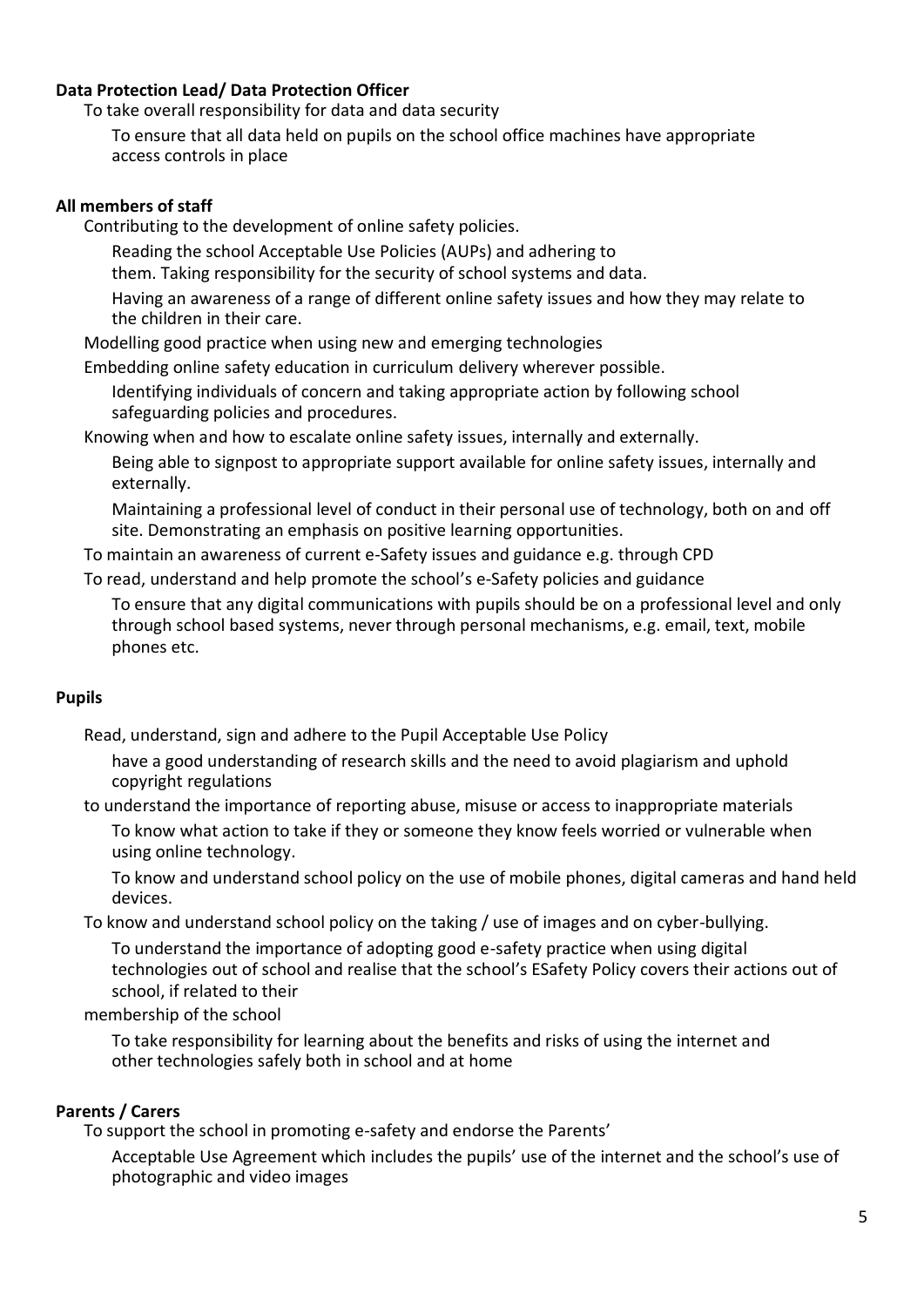**Data Protection Lead/ Data Protection Officer**

- To take overall responsibility for data and data security
- To ensure that all data held on pupils on the school office machines have appropriate access controls in place

**All members of staff**

- Contributing to the development of online safety policies.
- Reading the school Acceptable Use Policies (AUPs) and adhering to them. Taking responsibility for the security of school systems and data.
- Having an awareness of a range of different online safety issues and how they may relate to the children in their care.
- Modelling good practice when using new and emerging technologies
- Embedding online safety education in curriculum delivery wherever possible.
- Identifying individuals of concern and taking appropriate action by following school safeguarding policies and procedures.
- Knowing when and how to escalate online safety issues, internally and externally.
- Being able to signpost to appropriate support available for online safety issues, internally and externally.
- Maintaining a professional level of conduct in their personal use of technology, both on and off site. Demonstrating an emphasis on positive learning opportunities.
- To maintain an awareness of current e-Safety issues and guidance e.g. through CPD
- To read, understand and help promote the school's e-Safety policies and guidance
- To ensure that any digital communications with pupils should be on a professional level and only through school based systems, never through personal mechanisms, e.g. email, text, mobile phones etc.

**Pupils**

- Read, understand, sign and adhere to the Pupil Acceptable Use Policy
- have a good understanding of research skills and the need to avoid plagiarism and uphold copyright regulations
- to understand the importance of reporting abuse, misuse or access to inappropriate materials
- To know what action to take if they or someone they know feels worried or vulnerable when using online technology.
- To know and understand school policy on the use of mobile phones, digital cameras and hand held devices.
- To know and understand school policy on the taking / use of images and on cyber-bullying.
- To understand the importance of adopting good e-safety practice when using digital technologies out of school and realise that the school's ESafety Policy covers their actions out of school, if related to their membership of the school
- To take responsibility for learning about the benefits and risks of using the internet and other technologies safely both in school and at home

**Parents / Carers**

- To support the school in promoting e-safety and endorse the Parents' Acceptable Use Agreement which includes the pupils' use of the internet and the school's use of photographic and video images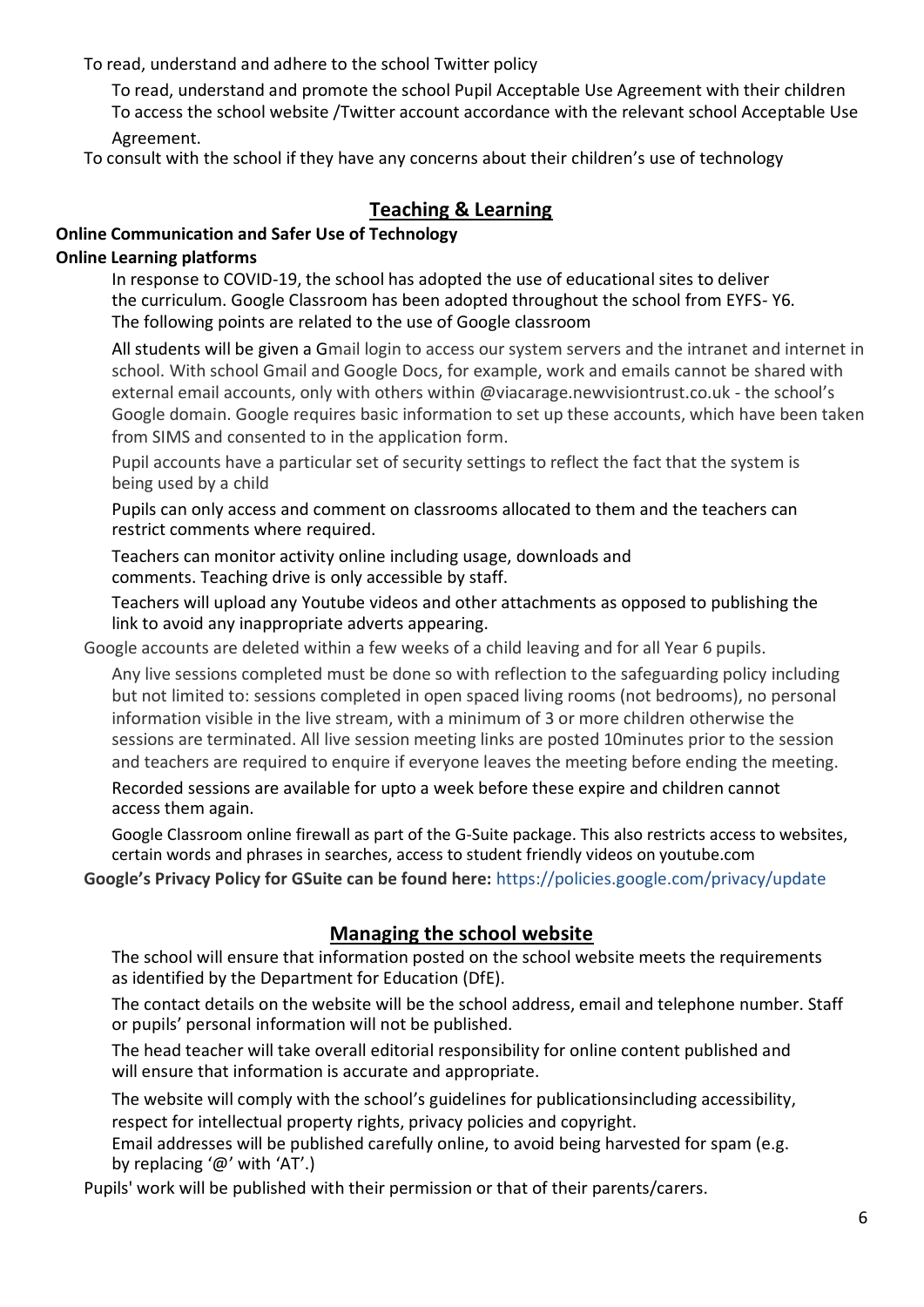To read, understand and adhere to the school Twitter policy

To read, understand and promote the school Pupil Acceptable Use Agreement with their children

To access the school website /Twitter account accordance with the relevant school Acceptable Use Agreement.

To consult with the school if they have any concerns about their children's use of technology

## Teaching & Learning

**Online Communication and Safer Use of Technology**

**Online Learning platforms**

In response to COVID-19, the school has adopted the use of educational sites to deliver the curriculum. Google Classroom has been adopted throughout the school from EYFS- Y6. The following points are related to the use of Google classroom

All students will be given a Gmail login to access our system servers and the intranet and internet in school. With school Gmail and Google Docs, for example, work and emails cannot be shared with external email accounts, only with others within @viacarage.newvisiontrust.co.uk - the school's Google domain. Google requires basic information to set up these accounts, which have been taken from SIMS and consented to in the application form.

Pupil accounts have a particular set of security settings to reflect the fact that the system is being used by a child

Pupils can only access and comment on classrooms allocated to them and the teachers can restrict comments where required.

Teachers can monitor activity online including usage, downloads and comments. Teaching drive is only accessible by staff.

Teachers will upload any Youtube videos and other attachments as opposed to publishing the link to avoid any inappropriate adverts appearing.

Google accounts are deleted within a few weeks of a child leaving and for all Year 6 pupils.

Any live sessions completed must be done so with reflection to the safeguarding policy including but not limited to: sessions completed in open spaced living rooms (not bedrooms), no personal information visible in the live stream, with a minimum of 3 or more children otherwise the sessions are terminated. All live session meeting links are posted 10minutes prior to the session and teachers are required to enquire if everyone leaves the meeting before ending the meeting.

Recorded sessions are available for upto a week before these expire and children cannot access them again.

Google Classroom online firewall as part of the G-Suite package. This also restricts access to websites, certain words and phrases in searches, access to student friendly videos on youtube.com

**Google's Privacy Policy for GSuite can be found here:** https://policies.google.com/privacy/update

## Managing the school website

The school will ensure that information posted on the school website meets the requirements as identified by the Department for Education (DfE).

The contact details on the website will be the school address, email and telephone number. Staff or pupils' personal information will not be published.

The head teacher will take overall editorial responsibility for online content published and will ensure that information is accurate and appropriate.

The website will comply with the school's guidelines for publicationsincluding accessibility, respect for intellectual property rights, privacy policies and copyright.

Email addresses will be published carefully online, to avoid being harvested for spam (e.g. by replacing '@' with 'AT'.)

Pupils' work will be published with their permission or that of their parents/carers.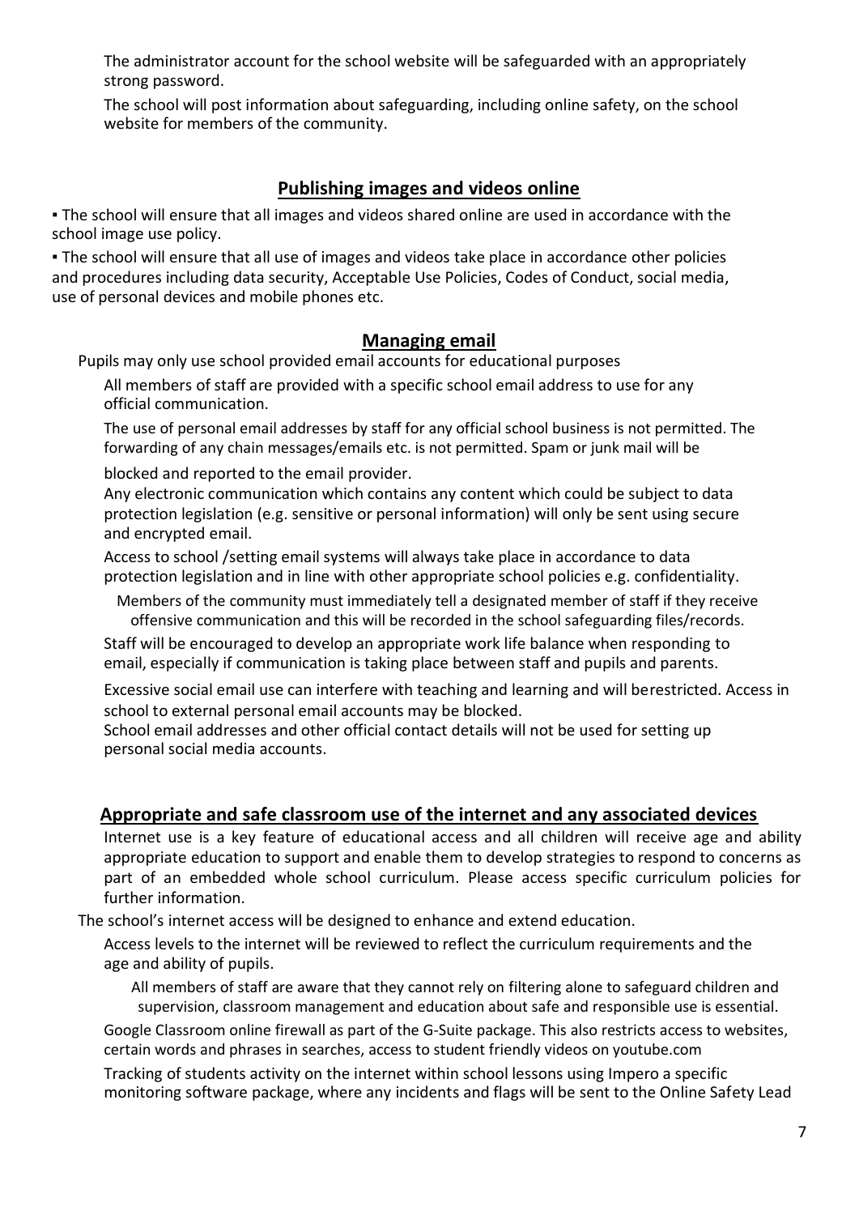The administrator account for the school website will be safeguarded with an appropriately strong password.

The school will post information about safeguarding, including online safety, on the school website for members of the community.

## Publishing images and videos online

▪ The school will ensure that all images and videos shared online are used in accordance with the school image use policy.

▪ The school will ensure that all use of images and videos take place in accordance other policies and procedures including data security, Acceptable Use Policies, Codes of Conduct, social media, use of personal devices and mobile phones etc.

## Managing email

Pupils may only use school provided email accounts for educational purposes

All members of staff are provided with a specific school email address to use for any official communication.

The use of personal email addresses by staff for any official school business is not permitted. The forwarding of any chain messages/emails etc. is not permitted. Spam or junk mail will be blocked and reported to the email provider.

Any electronic communication which contains any content which could be subject to data protection legislation (e.g. sensitive or personal information) will only be sent using secure and encrypted email.

Access to school /setting email systems will always take place in accordance to data protection legislation and in line with other appropriate school policies e.g. confidentiality.

Members of the community must immediately tell a designated member of staff if they receive offensive communication and this will be recorded in the school safeguarding files/records.

Staff will be encouraged to develop an appropriate work life balance when responding to email, especially if communication is taking place between staff and pupils and parents.

Excessive social email use can interfere with teaching and learning and will berestricted. Access in school to external personal email accounts may be blocked.

School email addresses and other official contact details will not be used for setting up personal social media accounts.

## Appropriate and safe classroom use of the internet and any associated devices

Internet use is a key feature of educational access and all children will receive age and ability appropriate education to support and enable them to develop strategies to respond to concerns as part of an embedded whole school curriculum. Please access specific curriculum policies for further information.

The school's internet access will be designed to enhance and extend education.

Access levels to the internet will be reviewed to reflect the curriculum requirements and the age and ability of pupils.

All members of staff are aware that they cannot rely on filtering alone to safeguard children and supervision, classroom management and education about safe and responsible use is essential.

Google Classroom online firewall as part of the G-Suite package. This also restricts access to websites, certain words and phrases in searches, access to student friendly videos on youtube.com

Tracking of students activity on the internet within school lessons using Impero a specific monitoring software package, where any incidents and flags will be sent to the Online Safety Lead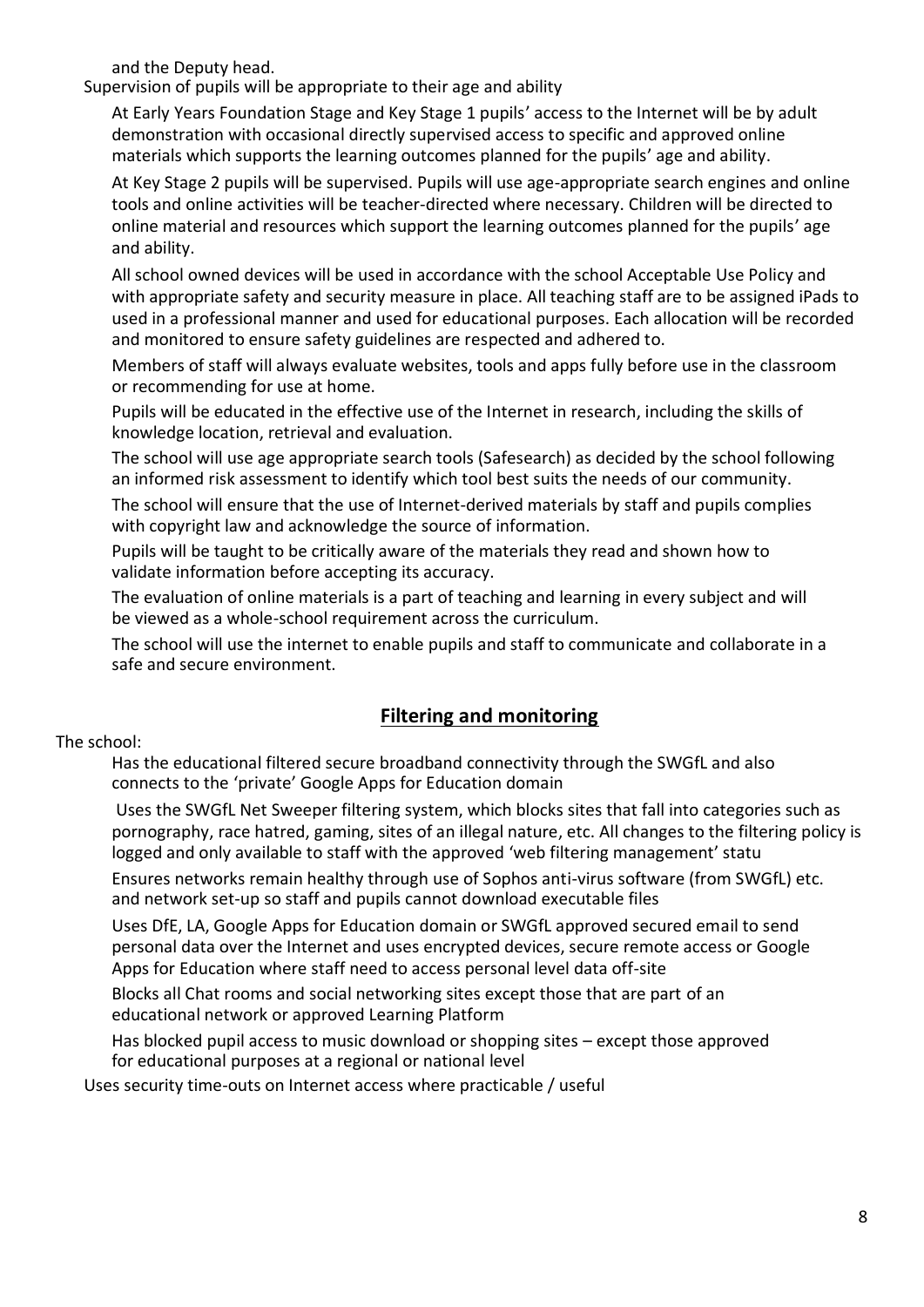and the Deputy head.

Supervision of pupils will be appropriate to their age and ability

At Early Years Foundation Stage and Key Stage 1 pupils' access to the Internet will be by adult demonstration with occasional directly supervised access to specific and approved online materials which supports the learning outcomes planned for the pupils' age and ability.

At Key Stage 2 pupils will be supervised. Pupils will use age-appropriate search engines and online tools and online activities will be teacher-directed where necessary. Children will be directed to online material and resources which support the learning outcomes planned for the pupils' age and ability.

All school owned devices will be used in accordance with the school Acceptable Use Policy and with appropriate safety and security measure in place. All teaching staff are to be assigned iPads to used in a professional manner and used for educational purposes. Each allocation will be recorded and monitored to ensure safety guidelines are respected and adhered to.

Members of staff will always evaluate websites, tools and apps fully before use in the classroom or recommending for use at home.

Pupils will be educated in the effective use of the Internet in research, including the skills of knowledge location, retrieval and evaluation.

The school will use age appropriate search tools (Safesearch) as decided by the school following an informed risk assessment to identify which tool best suits the needs of our community.

The school will ensure that the use of Internet-derived materials by staff and pupils complies with copyright law and acknowledge the source of information.

Pupils will be taught to be critically aware of the materials they read and shown how to validate information before accepting its accuracy.

The evaluation of online materials is a part of teaching and learning in every subject and will be viewed as a whole-school requirement across the curriculum.

The school will use the internet to enable pupils and staff to communicate and collaborate in a safe and secure environment.

## Filtering and monitoring

The school:

Has the educational filtered secure broadband connectivity through the SWGfL and also connects to the 'private' Google Apps for Education domain

Uses the SWGfL Net Sweeper filtering system, which blocks sites that fall into categories such as pornography, race hatred, gaming, sites of an illegal nature, etc. All changes to the filtering policy is logged and only available to staff with the approved 'web filtering management' statu

Ensures networks remain healthy through use of Sophos anti-virus software (from SWGfL) etc. and network set-up so staff and pupils cannot download executable files

Uses DfE, LA, Google Apps for Education domain or SWGfL approved secured email to send personal data over the Internet and uses encrypted devices, secure remote access or Google Apps for Education where staff need to access personal level data off-site

Blocks all Chat rooms and social networking sites except those that are part of an educational network or approved Learning Platform

Has blocked pupil access to music download or shopping sites – except those approved for educational purposes at a regional or national level

Uses security time-outs on Internet access where practicable / useful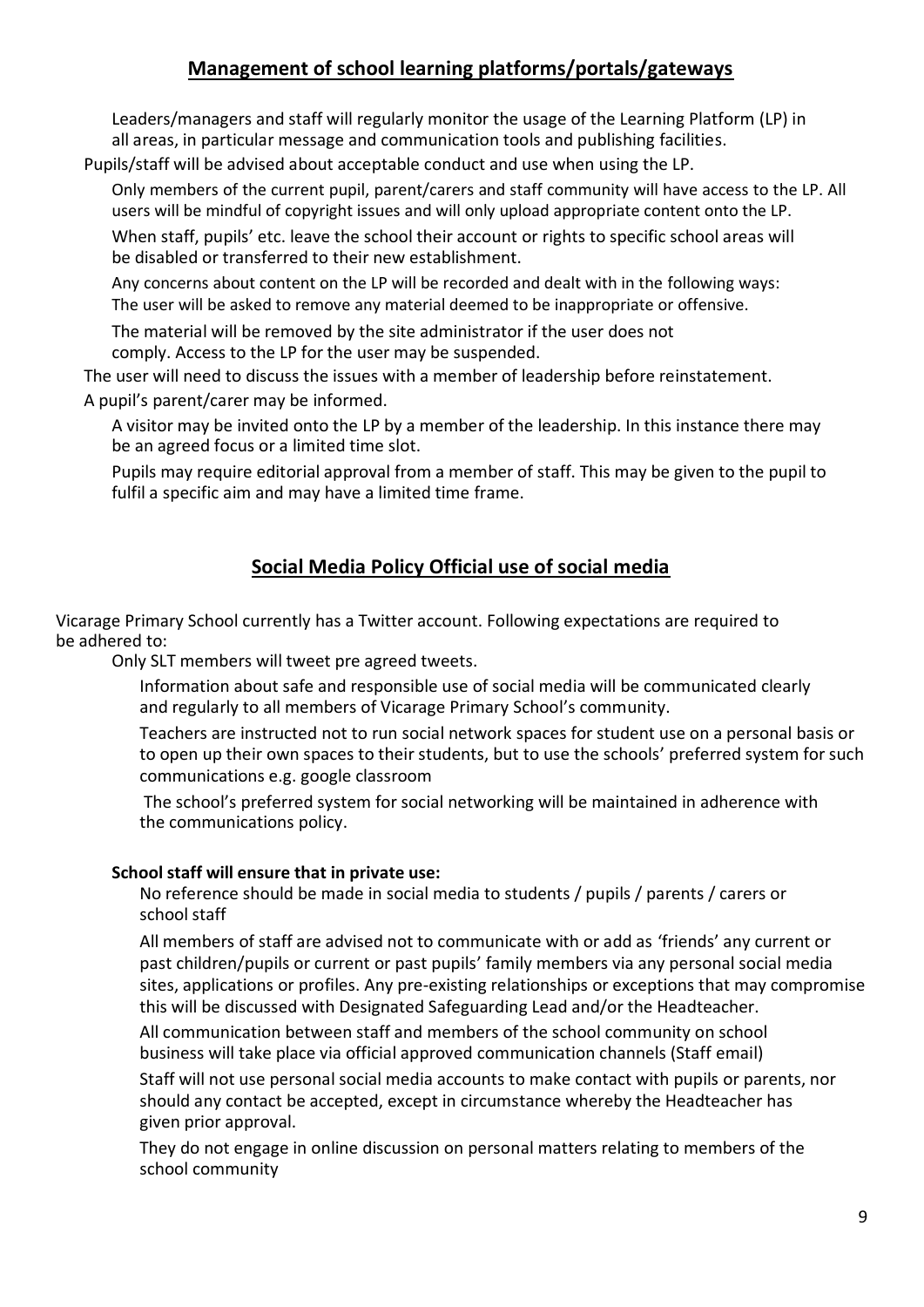## Management of school learning platforms/portals/gateways

Leaders/managers and staff will regularly monitor the usage of the Learning Platform (LP) in all areas, in particular message and communication tools and publishing facilities.

Pupils/staff will be advised about acceptable conduct and use when using the LP.

Only members of the current pupil, parent/carers and staff community will have access to the LP. All users will be mindful of copyright issues and will only upload appropriate content onto the LP.

When staff, pupils' etc. leave the school their account or rights to specific school areas will be disabled or transferred to their new establishment.

Any concerns about content on the LP will be recorded and dealt with in the following ways: The user will be asked to remove any material deemed to be inappropriate or offensive.

The material will be removed by the site administrator if the user does not comply. Access to the LP for the user may be suspended.

The user will need to discuss the issues with a member of leadership before reinstatement.

A pupil's parent/carer may be informed.

A visitor may be invited onto the LP by a member of the leadership. In this instance there may be an agreed focus or a limited time slot.

Pupils may require editorial approval from a member of staff. This may be given to the pupil to fulfil a specific aim and may have a limited time frame.

## Social Media Policy Official use of social media

Vicarage Primary School currently has a Twitter account. Following expectations are required to be adhered to:

Only SLT members will tweet pre agreed tweets.

Information about safe and responsible use of social media will be communicated clearly and regularly to all members of Vicarage Primary School's community.

Teachers are instructed not to run social network spaces for student use on a personal basis or to open up their own spaces to their students, but to use the schools' preferred system for such communications e.g. google classroom

The school's preferred system for social networking will be maintained in adherence with the communications policy.

**School staff will ensure that in private use:**

No reference should be made in social media to students / pupils / parents / carers or school staff

All members of staff are advised not to communicate with or add as 'friends' any current or past children/pupils or current or past pupils' family members via any personal social media sites, applications or profiles. Any pre-existing relationships or exceptions that may compromise this will be discussed with Designated Safeguarding Lead and/or the Headteacher.

All communication between staff and members of the school community on school business will take place via official approved communication channels (Staff email)

Staff will not use personal social media accounts to make contact with pupils or parents, nor should any contact be accepted, except in circumstance whereby the Headteacher has given prior approval.

They do not engage in online discussion on personal matters relating to members of the school community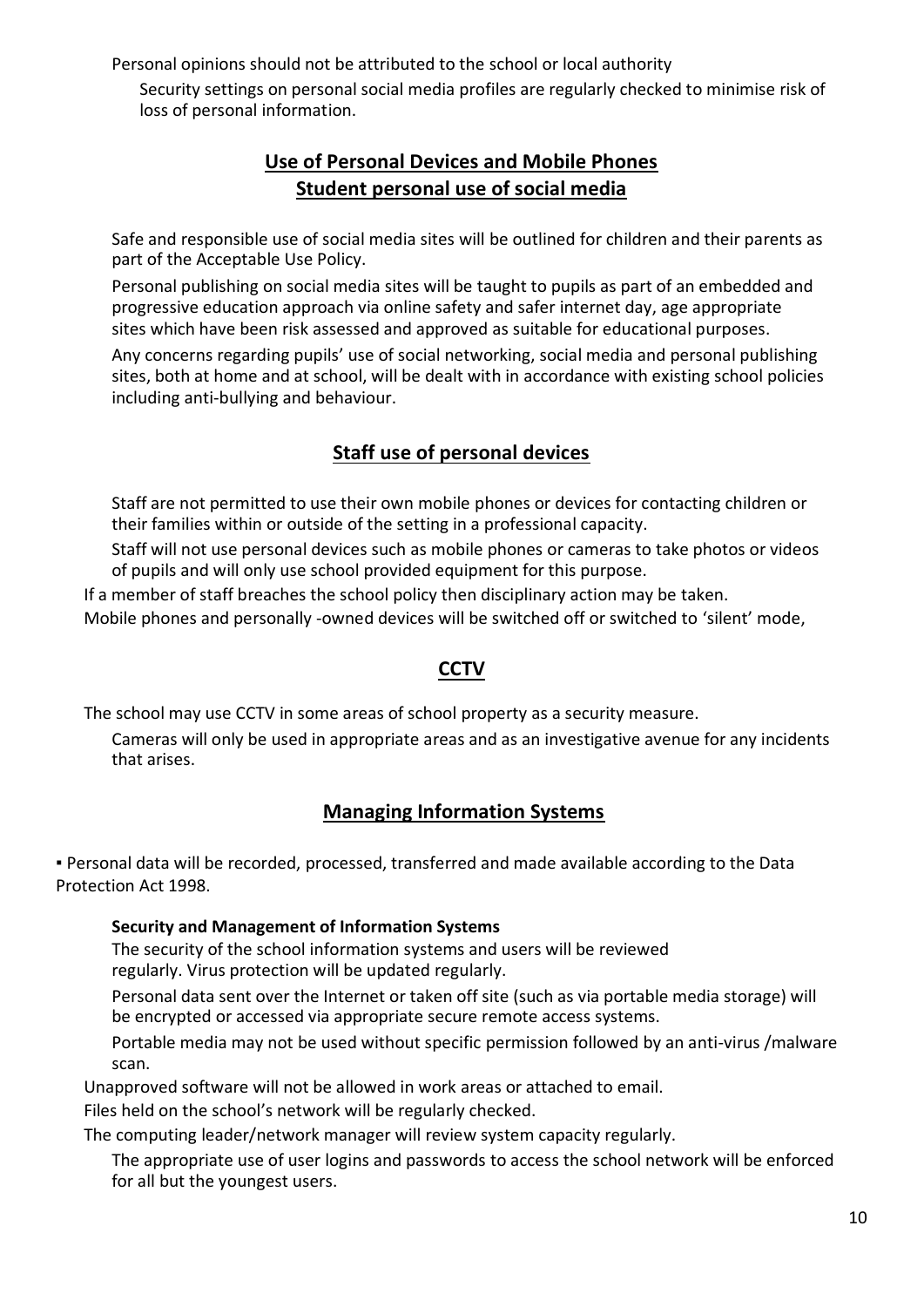Personal opinions should not be attributed to the school or local authority

Security settings on personal social media profiles are regularly checked to minimise risk of loss of personal information.

## Use of Personal Devices and Mobile Phones

## Student personal use of social media

Safe and responsible use of social media sites will be outlined for children and their parents as part of the Acceptable Use Policy.

Personal publishing on social media sites will be taught to pupils as part of an embedded and progressive education approach via online safety and safer internet day, age appropriate sites which have been risk assessed and approved as suitable for educational purposes.

Any concerns regarding pupils' use of social networking, social media and personal publishing sites, both at home and at school, will be dealt with in accordance with existing school policies including anti-bullying and behaviour.

## Staff use of personal devices

Staff are not permitted to use their own mobile phones or devices for contacting children or their families within or outside of the setting in a professional capacity.

Staff will not use personal devices such as mobile phones or cameras to take photos or videos of pupils and will only use school provided equipment for this purpose.

If a member of staff breaches the school policy then disciplinary action may be taken.

Mobile phones and personally -owned devices will be switched off or switched to 'silent' mode,

## CCTV

The school may use CCTV in some areas of school property as a security measure.

Cameras will only be used in appropriate areas and as an investigative avenue for any incidents that arises.

## Managing Information Systems

▪ Personal data will be recorded, processed, transferred and made available according to the Data Protection Act 1998.

**Security and Management of Information Systems**

The security of the school information systems and users will be reviewed regularly. Virus protection will be updated regularly.

Personal data sent over the Internet or taken off site (such as via portable media storage) will be encrypted or accessed via appropriate secure remote access systems.

Portable media may not be used without specific permission followed by an anti-virus /malware scan.

Unapproved software will not be allowed in work areas or attached to email.

Files held on the school's network will be regularly checked.

The computing leader/network manager will review system capacity regularly.

The appropriate use of user logins and passwords to access the school network will be enforced for all but the youngest users.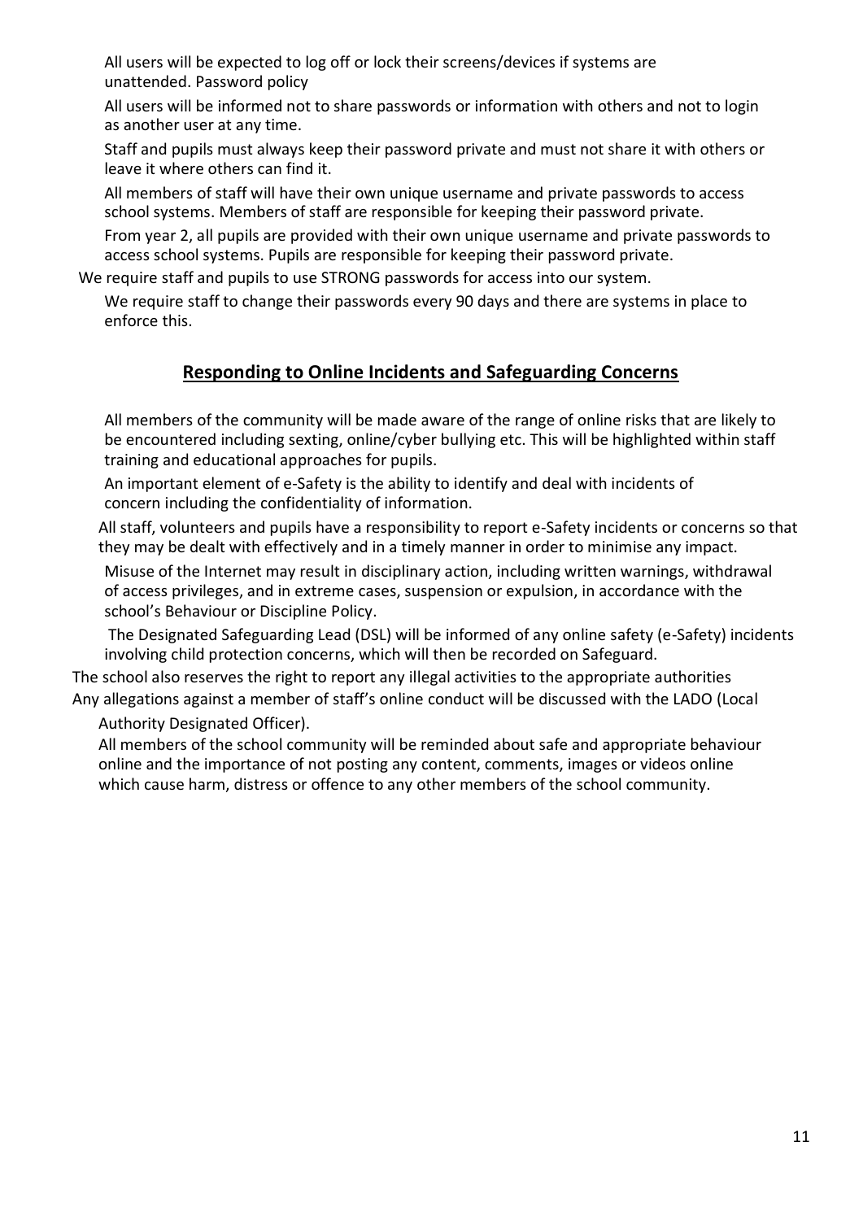All users will be expected to log off or lock their screens/devices if systems are unattended. Password policy

All users will be informed not to share passwords or information with others and not to login as another user at any time.

Staff and pupils must always keep their password private and must not share it with others or leave it where others can find it.

All members of staff will have their own unique username and private passwords to access school systems. Members of staff are responsible for keeping their password private.

From year 2, all pupils are provided with their own unique username and private passwords to access school systems. Pupils are responsible for keeping their password private.

We require staff and pupils to use STRONG passwords for access into our system.

We require staff to change their passwords every 90 days and there are systems in place to enforce this.

## Responding to Online Incidents and Safeguarding Concerns

All members of the community will be made aware of the range of online risks that are likely to be encountered including sexting, online/cyber bullying etc. This will be highlighted within staff training and educational approaches for pupils.

An important element of e-Safety is the ability to identify and deal with incidents of concern including the confidentiality of information.

All staff, volunteers and pupils have a responsibility to report e-Safety incidents or concerns so that they may be dealt with effectively and in a timely manner in order to minimise any impact.

Misuse of the Internet may result in disciplinary action, including written warnings, withdrawal of access privileges, and in extreme cases, suspension or expulsion, in accordance with the school's Behaviour or Discipline Policy.

The Designated Safeguarding Lead (DSL) will be informed of any online safety (e-Safety) incidents involving child protection concerns, which will then be recorded on Safeguard.

The school also reserves the right to report any illegal activities to the appropriate authorities

Any allegations against a member of staff's online conduct will be discussed with the LADO (Local Authority Designated Officer).

All members of the school community will be reminded about safe and appropriate behaviour online and the importance of not posting any content, comments, images or videos online which cause harm, distress or offence to any other members of the school community.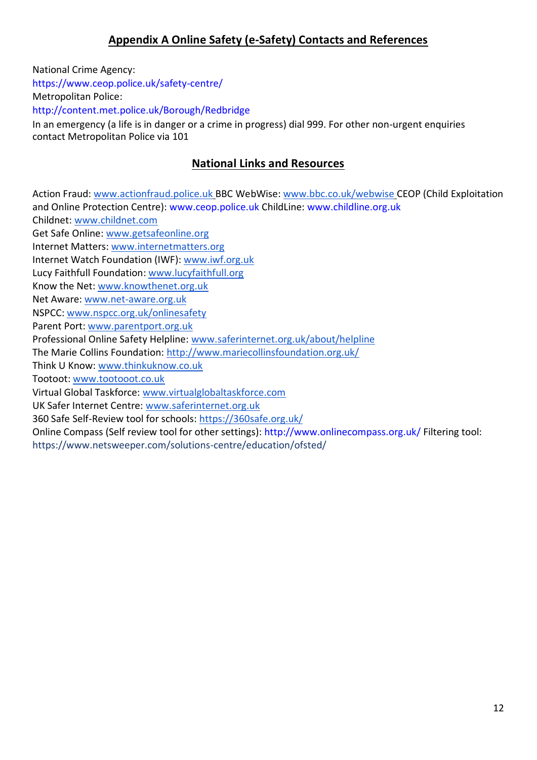## Appendix A Online Safety (e-Safety) Contacts and References

National Crime Agency:
https://www.ceop.police.uk/safety-centre/
Metropolitan Police:
http://content.met.police.uk/Borough/Redbridge
In an emergency (a life is in danger or a crime in progress) dial 999. For other non-urgent enquiries contact Metropolitan Police via 101

## National Links and Resources

Action Fraud: www.actionfraud.police.uk BBC WebWise: www.bbc.co.uk/webwise CEOP (Child Exploitation and Online Protection Centre): www.ceop.police.uk ChildLine: www.childline.org.uk
Childnet: www.childnet.com
Get Safe Online: www.getsafeonline.org
Internet Matters: www.internetmatters.org
Internet Watch Foundation (IWF): www.iwf.org.uk
Lucy Faithfull Foundation: www.lucyfaithfull.org
Know the Net: www.knowthenet.org.uk
Net Aware: www.net-aware.org.uk
NSPCC: www.nspcc.org.uk/onlinesafety
Parent Port: www.parentport.org.uk
Professional Online Safety Helpline: www.saferinternet.org.uk/about/helpline
The Marie Collins Foundation: http://www.mariecollinsfoundation.org.uk/
Think U Know: www.thinkuknow.co.uk
Tootoot: www.tootooot.co.uk
Virtual Global Taskforce: www.virtualglobaltaskforce.com
UK Safer Internet Centre: www.saferinternet.org.uk
360 Safe Self-Review tool for schools: https://360safe.org.uk/
Online Compass (Self review tool for other settings): http://www.onlinecompass.org.uk/ Filtering tool: https://www.netsweeper.com/solutions-centre/education/ofsted/